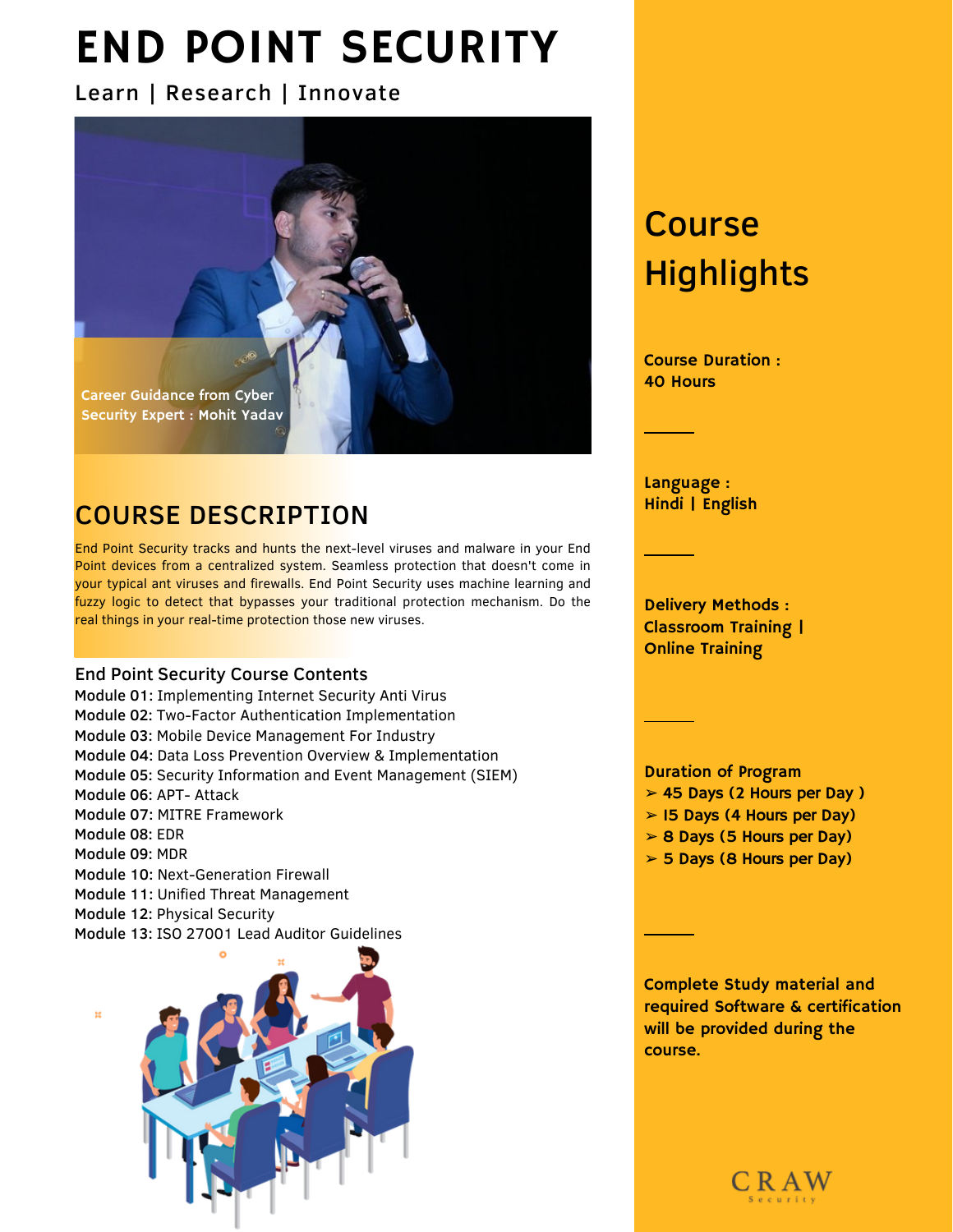# END POINT SECURITY

Learn | Research | Innovate

Career Guidance from Cyber Security Expert : Mohit Yadav

## COURSE DESCRIPTION

End Point Security tracks and hunts the next-level viruses and malware in your End Point devices from a centralized system. Seamless protection that doesn't come in your typical ant viruses and firewalls. End Point Security uses machine learning and fuzzy logic to detect that bypasses your traditional protection mechanism. Do the real things in your real-time protection those new viruses.

### End Point Security Course Contents

**Module 01:** Implementing Internet Security Anti Virus
**Module 02:** Two-Factor Authentication Implementation
**Module 03:** Mobile Device Management For Industry
**Module 04:** Data Loss Prevention Overview & Implementation
**Module 05:** Security Information and Event Management (SIEM)
**Module 06:** APT- Attack
**Module 07:** MITRE Framework
**Module 08:** EDR
**Module 09:** MDR
**Module 10:** Next-Generation Firewall
**Module 11:** Unified Threat Management
**Module 12:** Physical Security
**Module 13:** ISO 27001 Lead Auditor Guidelines

## Course Highlights

**Course Duration : 40 Hours**

**Language : Hindi | English**

**Delivery Methods : Classroom Training | Online Training**

**Duration of Program**

- **45 Days (2 Hours per Day )**
- **15 Days (4 Hours per Day)**
- **8 Days (5 Hours per Day)**
- **5 Days (8 Hours per Day)**

**Complete Study material and required Software & certification will be provided during the course.**

CRAW Security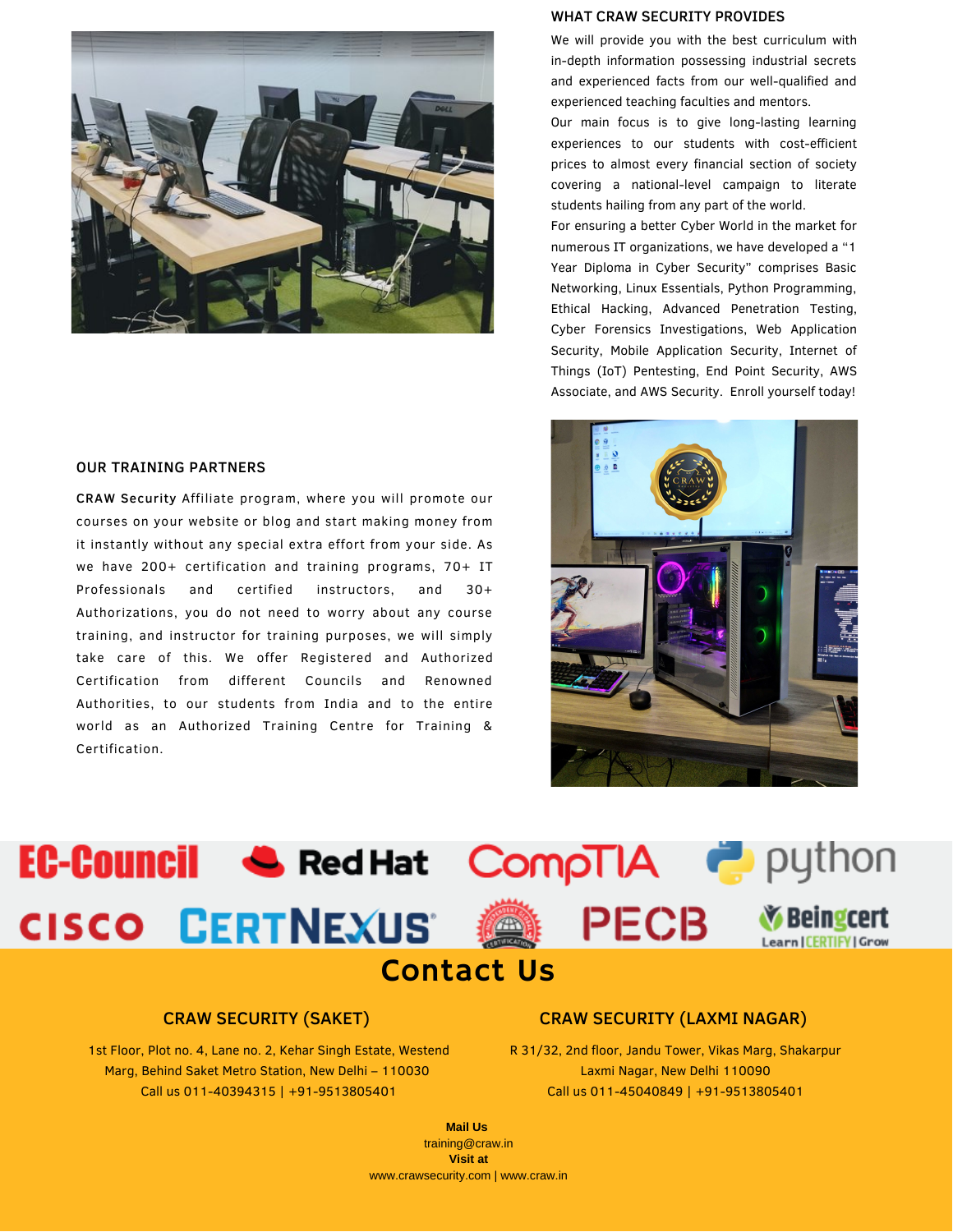## WHAT CRAW SECURITY PROVIDES

We will provide you with the best curriculum with in-depth information possessing industrial secrets and experienced facts from our well-qualified and experienced teaching faculties and mentors.

Our main focus is to give long-lasting learning experiences to our students with cost-efficient prices to almost every financial section of society covering a national-level campaign to literate students hailing from any part of the world.

For ensuring a better Cyber World in the market for numerous IT organizations, we have developed a "1 Year Diploma in Cyber Security" comprises Basic Networking, Linux Essentials, Python Programming, Ethical Hacking, Advanced Penetration Testing, Cyber Forensics Investigations, Web Application Security, Mobile Application Security, Internet of Things (IoT) Pentesting, End Point Security, AWS Associate, and AWS Security. Enroll yourself today!

## OUR TRAINING PARTNERS

**CRAW Security** Affiliate program, where you will promote our courses on your website or blog and start making money from it instantly without any special extra effort from your side. As we have 200+ certification and training programs, 70+ IT Professionals and certified instructors, and 30+ Authorizations, you do not need to worry about any course training, and instructor for training purposes, we will simply take care of this. We offer Registered and Authorized Certification from different Councils and Renowned Authorities, to our students from India and to the entire world as an Authorized Training Centre for Training & Certification.

EC-Council | Red Hat | CompTIA | python | CISCO | CERTNEXUS | PECB | Beingcert

# Contact Us

### CRAW SECURITY (SAKET)

1st Floor, Plot no. 4, Lane no. 2, Kehar Singh Estate, Westend Marg, Behind Saket Metro Station, New Delhi – 110030
Call us 011-40394315 | +91-9513805401

### CRAW SECURITY (LAXMI NAGAR)

R 31/32, 2nd floor, Jandu Tower, Vikas Marg, Shakarpur Laxmi Nagar, New Delhi 110090
Call us 011-45040849 | +91-9513805401

**Mail Us**
training@craw.in
**Visit at**
www.crawsecurity.com | www.craw.in